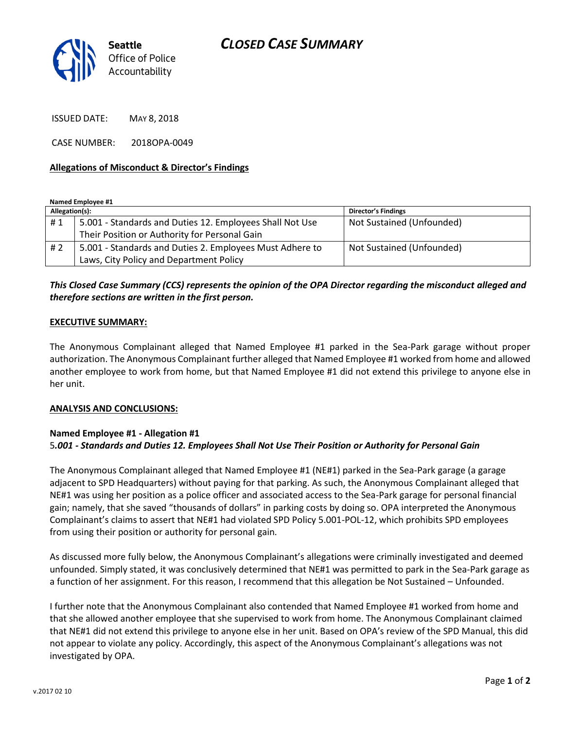Seattle Office of Police Accountability

# CLOSED CASE SUMMARY

ISSUED DATE: MAY 8, 2018

CASE NUMBER: 2018OPA-0049

**Allegations of Misconduct & Director's Findings**

**Named Employee #1**

| Allegation(s): | | Director's Findings |
|---|---|---|
| # 1 | 5.001 - Standards and Duties 12. Employees Shall Not Use Their Position or Authority for Personal Gain | Not Sustained (Unfounded) |
| # 2 | 5.001 - Standards and Duties 2. Employees Must Adhere to Laws, City Policy and Department Policy | Not Sustained (Unfounded) |

***This Closed Case Summary (CCS) represents the opinion of the OPA Director regarding the misconduct alleged and therefore sections are written in the first person.***

**EXECUTIVE SUMMARY:**

The Anonymous Complainant alleged that Named Employee #1 parked in the Sea-Park garage without proper authorization. The Anonymous Complainant further alleged that Named Employee #1 worked from home and allowed another employee to work from home, but that Named Employee #1 did not extend this privilege to anyone else in her unit.

**ANALYSIS AND CONCLUSIONS:**

**Named Employee #1 - Allegation #1**
**5*.001 - Standards and Duties 12. Employees Shall Not Use Their Position or Authority for Personal Gain***

The Anonymous Complainant alleged that Named Employee #1 (NE#1) parked in the Sea-Park garage (a garage adjacent to SPD Headquarters) without paying for that parking. As such, the Anonymous Complainant alleged that NE#1 was using her position as a police officer and associated access to the Sea-Park garage for personal financial gain; namely, that she saved "thousands of dollars" in parking costs by doing so. OPA interpreted the Anonymous Complainant's claims to assert that NE#1 had violated SPD Policy 5.001-POL-12, which prohibits SPD employees from using their position or authority for personal gain.

As discussed more fully below, the Anonymous Complainant's allegations were criminally investigated and deemed unfounded. Simply stated, it was conclusively determined that NE#1 was permitted to park in the Sea-Park garage as a function of her assignment. For this reason, I recommend that this allegation be Not Sustained – Unfounded.

I further note that the Anonymous Complainant also contended that Named Employee #1 worked from home and that she allowed another employee that she supervised to work from home. The Anonymous Complainant claimed that NE#1 did not extend this privilege to anyone else in her unit. Based on OPA's review of the SPD Manual, this did not appear to violate any policy. Accordingly, this aspect of the Anonymous Complainant's allegations was not investigated by OPA.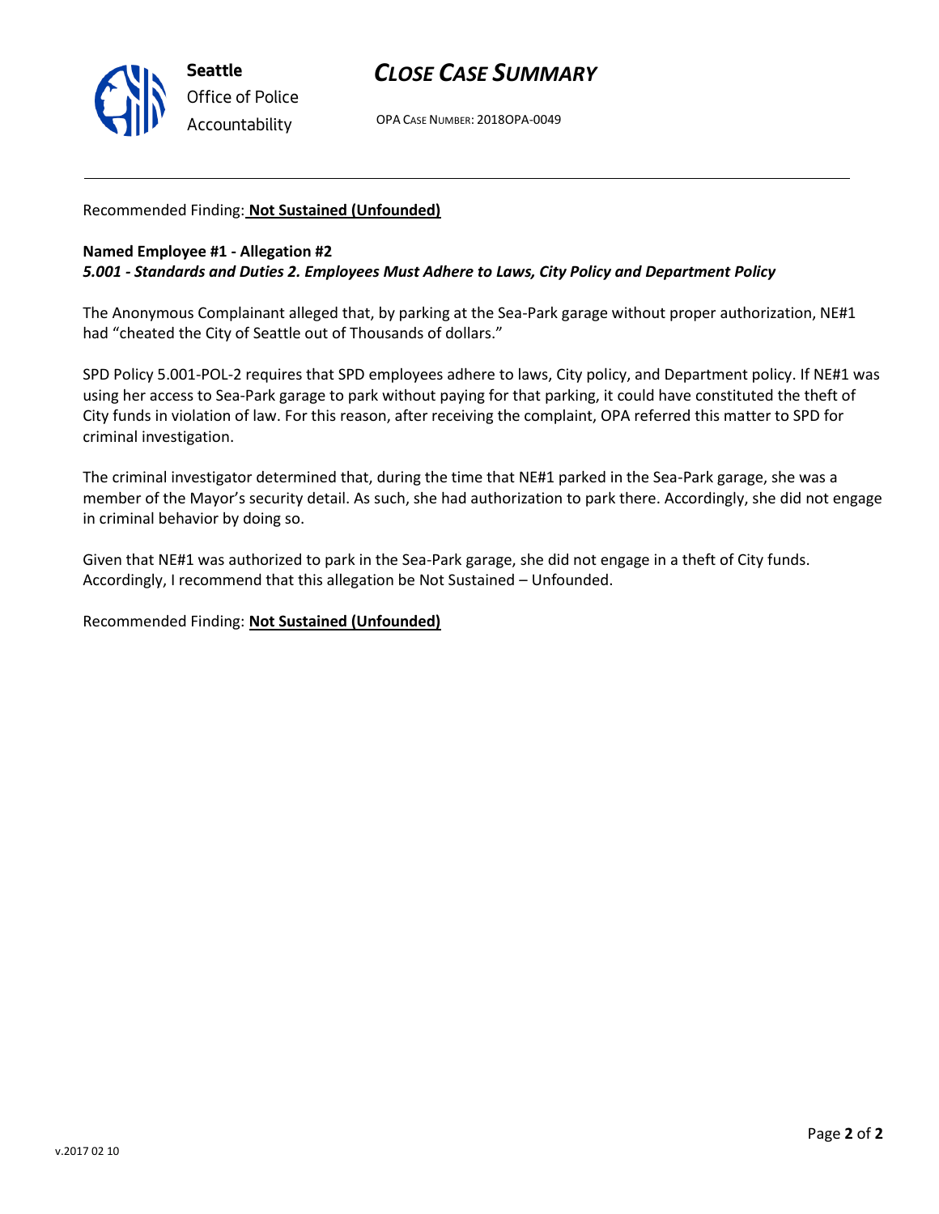Recommended Finding: **Not Sustained (Unfounded)**

**Named Employee #1 - Allegation #2**
***5.001 - Standards and Duties 2. Employees Must Adhere to Laws, City Policy and Department Policy***

The Anonymous Complainant alleged that, by parking at the Sea-Park garage without proper authorization, NE#1 had "cheated the City of Seattle out of Thousands of dollars."

SPD Policy 5.001-POL-2 requires that SPD employees adhere to laws, City policy, and Department policy. If NE#1 was using her access to Sea-Park garage to park without paying for that parking, it could have constituted the theft of City funds in violation of law. For this reason, after receiving the complaint, OPA referred this matter to SPD for criminal investigation.

The criminal investigator determined that, during the time that NE#1 parked in the Sea-Park garage, she was a member of the Mayor's security detail. As such, she had authorization to park there. Accordingly, she did not engage in criminal behavior by doing so.

Given that NE#1 was authorized to park in the Sea-Park garage, she did not engage in a theft of City funds. Accordingly, I recommend that this allegation be Not Sustained – Unfounded.

Recommended Finding: **Not Sustained (Unfounded)**